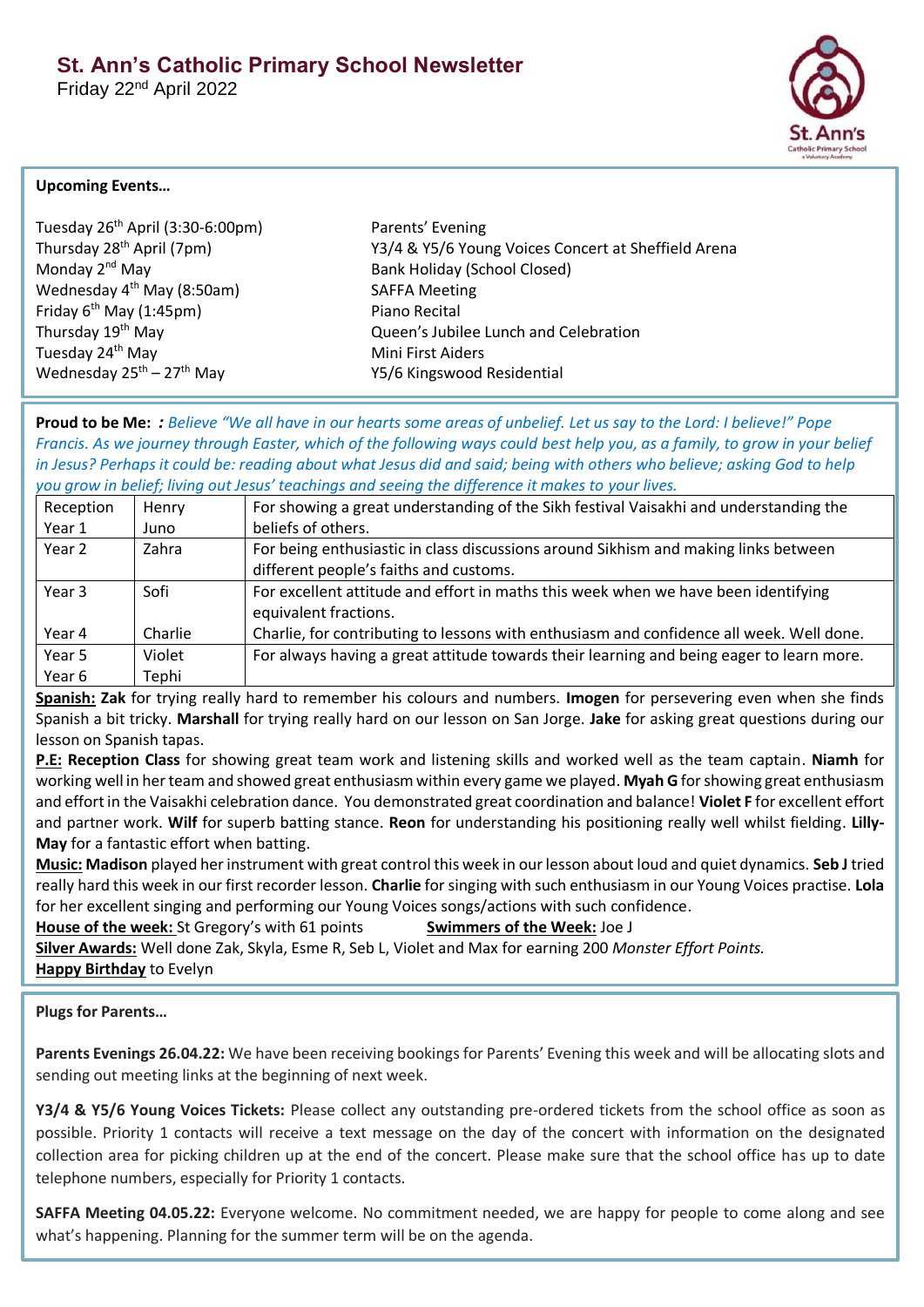# St. Ann's Catholic Primary School Newsletter

Friday 22nd April 2022

**Upcoming Events…**

| | |
|---|---|
| Tuesday 26th April (3:30-6:00pm) | Parents' Evening |
| Thursday 28th April (7pm) | Y3/4 & Y5/6 Young Voices Concert at Sheffield Arena |
| Monday 2nd May | Bank Holiday (School Closed) |
| Wednesday 4th May (8:50am) | SAFFA Meeting |
| Friday 6th May (1:45pm) | Piano Recital |
| Thursday 19th May | Queen's Jubilee Lunch and Celebration |
| Tuesday 24th May | Mini First Aiders |
| Wednesday 25th – 27th May | Y5/6 Kingswood Residential |

**Proud to be Me:** *: Believe "We all have in our hearts some areas of unbelief. Let us say to the Lord: I believe!" Pope Francis. As we journey through Easter, which of the following ways could best help you, as a family, to grow in your belief in Jesus? Perhaps it could be: reading about what Jesus did and said; being with others who believe; asking God to help you grow in belief; living out Jesus' teachings and seeing the difference it makes to your lives.*

| | | |
|---|---|---|
| Reception<br>Year 1 | Henry<br>Juno | For showing a great understanding of the Sikh festival Vaisakhi and understanding the beliefs of others. |
| Year 2 | Zahra | For being enthusiastic in class discussions around Sikhism and making links between different people's faiths and customs. |
| Year 3 | Sofi | For excellent attitude and effort in maths this week when we have been identifying equivalent fractions. |
| Year 4 | Charlie | Charlie, for contributing to lessons with enthusiasm and confidence all week. Well done. |
| Year 5<br>Year 6 | Violet<br>Tephi | For always having a great attitude towards their learning and being eager to learn more. |

**Spanish:** **Zak** for trying really hard to remember his colours and numbers. **Imogen** for persevering even when she finds Spanish a bit tricky. **Marshall** for trying really hard on our lesson on San Jorge. **Jake** for asking great questions during our lesson on Spanish tapas.

**P.E:** **Reception Class** for showing great team work and listening skills and worked well as the team captain. **Niamh** for working well in her team and showed great enthusiasm within every game we played. **Myah G** for showing great enthusiasm and effort in the Vaisakhi celebration dance. You demonstrated great coordination and balance! **Violet F** for excellent effort and partner work. **Wilf** for superb batting stance. **Reon** for understanding his positioning really well whilst fielding. **Lilly-May** for a fantastic effort when batting.

**Music:** **Madison** played her instrument with great control this week in our lesson about loud and quiet dynamics. **Seb J** tried really hard this week in our first recorder lesson. **Charlie** for singing with such enthusiasm in our Young Voices practise. **Lola** for her excellent singing and performing our Young Voices songs/actions with such confidence.

**House of the week:** St Gregory's with 61 points **Swimmers of the Week:** Joe J

**Silver Awards:** Well done Zak, Skyla, Esme R, Seb L, Violet and Max for earning 200 *Monster Effort Points.*

**Happy Birthday** to Evelyn

**Plugs for Parents…**

**Parents Evenings 26.04.22:** We have been receiving bookings for Parents' Evening this week and will be allocating slots and sending out meeting links at the beginning of next week.

**Y3/4 & Y5/6 Young Voices Tickets:** Please collect any outstanding pre-ordered tickets from the school office as soon as possible. Priority 1 contacts will receive a text message on the day of the concert with information on the designated collection area for picking children up at the end of the concert. Please make sure that the school office has up to date telephone numbers, especially for Priority 1 contacts.

**SAFFA Meeting 04.05.22:** Everyone welcome. No commitment needed, we are happy for people to come along and see what's happening. Planning for the summer term will be on the agenda.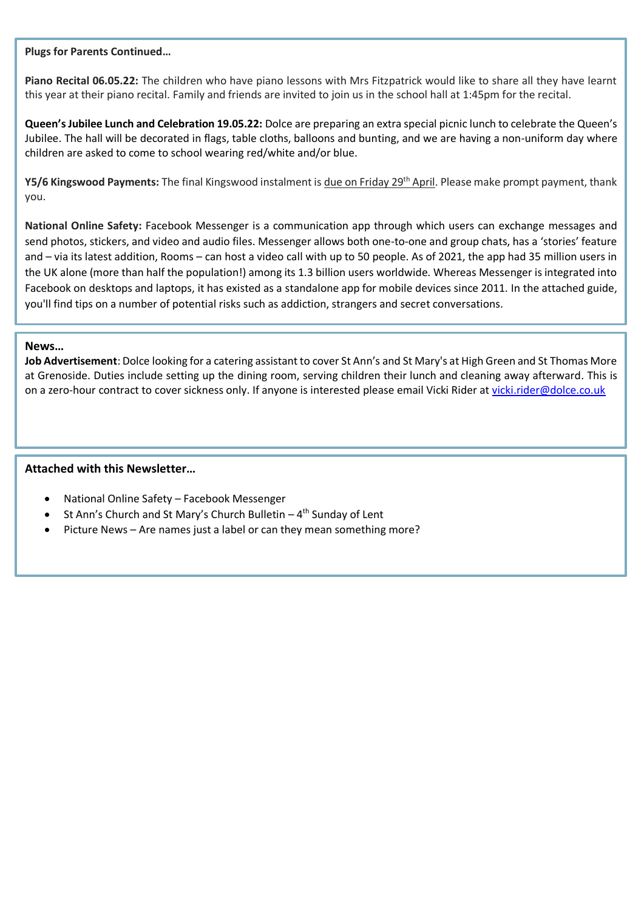**Plugs for Parents Continued…**

**Piano Recital 06.05.22:** The children who have piano lessons with Mrs Fitzpatrick would like to share all they have learnt this year at their piano recital. Family and friends are invited to join us in the school hall at 1:45pm for the recital.

**Queen's Jubilee Lunch and Celebration 19.05.22:** Dolce are preparing an extra special picnic lunch to celebrate the Queen's Jubilee. The hall will be decorated in flags, table cloths, balloons and bunting, and we are having a non-uniform day where children are asked to come to school wearing red/white and/or blue.

**Y5/6 Kingswood Payments:** The final Kingswood instalment is due on Friday 29th April. Please make prompt payment, thank you.

**National Online Safety:** Facebook Messenger is a communication app through which users can exchange messages and send photos, stickers, and video and audio files. Messenger allows both one-to-one and group chats, has a 'stories' feature and – via its latest addition, Rooms – can host a video call with up to 50 people. As of 2021, the app had 35 million users in the UK alone (more than half the population!) among its 1.3 billion users worldwide. Whereas Messenger is integrated into Facebook on desktops and laptops, it has existed as a standalone app for mobile devices since 2011. In the attached guide, you'll find tips on a number of potential risks such as addiction, strangers and secret conversations.

**News…**

**Job Advertisement**: Dolce looking for a catering assistant to cover St Ann's and St Mary's at High Green and St Thomas More at Grenoside. Duties include setting up the dining room, serving children their lunch and cleaning away afterward. This is on a zero-hour contract to cover sickness only. If anyone is interested please email Vicki Rider at vicki.rider@dolce.co.uk

**Attached with this Newsletter…**

- National Online Safety – Facebook Messenger
- St Ann's Church and St Mary's Church Bulletin – 4th Sunday of Lent
- Picture News – Are names just a label or can they mean something more?